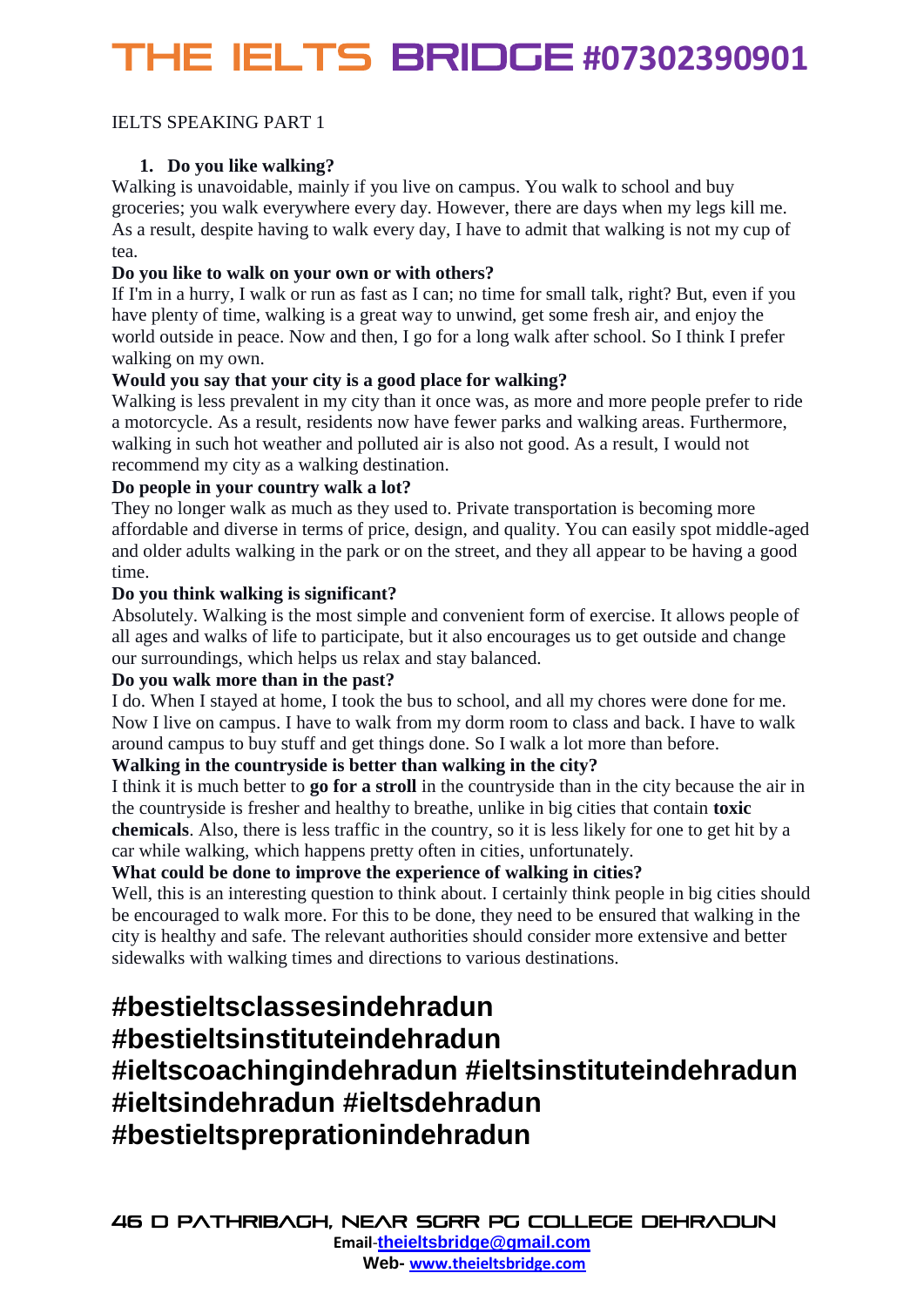IELTS SPEAKING PART 1

1. **Do you like walking?**

Walking is unavoidable, mainly if you live on campus. You walk to school and buy groceries; you walk everywhere every day. However, there are days when my legs kill me. As a result, despite having to walk every day, I have to admit that walking is not my cup of tea.

**Do you like to walk on your own or with others?**

If I'm in a hurry, I walk or run as fast as I can; no time for small talk, right? But, even if you have plenty of time, walking is a great way to unwind, get some fresh air, and enjoy the world outside in peace. Now and then, I go for a long walk after school. So I think I prefer walking on my own.

**Would you say that your city is a good place for walking?**

Walking is less prevalent in my city than it once was, as more and more people prefer to ride a motorcycle. As a result, residents now have fewer parks and walking areas. Furthermore, walking in such hot weather and polluted air is also not good. As a result, I would not recommend my city as a walking destination.

**Do people in your country walk a lot?**

They no longer walk as much as they used to. Private transportation is becoming more affordable and diverse in terms of price, design, and quality. You can easily spot middle-aged and older adults walking in the park or on the street, and they all appear to be having a good time.

**Do you think walking is significant?**

Absolutely. Walking is the most simple and convenient form of exercise. It allows people of all ages and walks of life to participate, but it also encourages us to get outside and change our surroundings, which helps us relax and stay balanced.

**Do you walk more than in the past?**

I do. When I stayed at home, I took the bus to school, and all my chores were done for me. Now I live on campus. I have to walk from my dorm room to class and back. I have to walk around campus to buy stuff and get things done. So I walk a lot more than before.

**Walking in the countryside is better than walking in the city?**

I think it is much better to **go for a stroll** in the countryside than in the city because the air in the countryside is fresher and healthy to breathe, unlike in big cities that contain **toxic chemicals**. Also, there is less traffic in the country, so it is less likely for one to get hit by a car while walking, which happens pretty often in cities, unfortunately.

**What could be done to improve the experience of walking in cities?**

Well, this is an interesting question to think about. I certainly think people in big cities should be encouraged to walk more. For this to be done, they need to be ensured that walking in the city is healthy and safe. The relevant authorities should consider more extensive and better sidewalks with walking times and directions to various destinations.

## #bestieltsclassesindehradun #bestieltsinstituteindehradun #ieltscoachingindehradun #ieltsinstituteindehradun #ieltsindehradun #ieltsdehradun #bestieltsprepration indehradun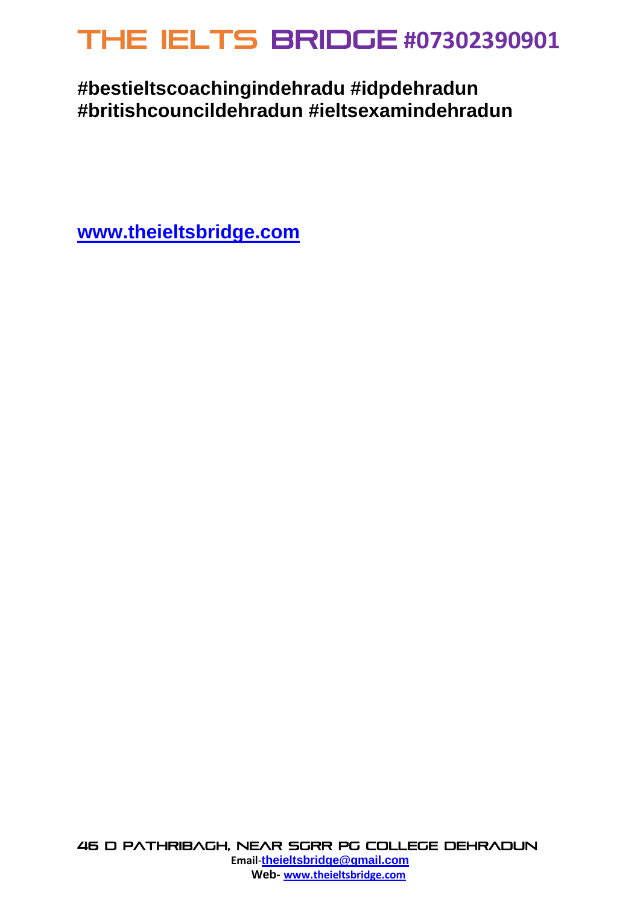**#bestieltscoachingindehradu #idpdehradun #britishcouncildehradun #ieltsexamindehradun**

**www.theieltsbridge.com**